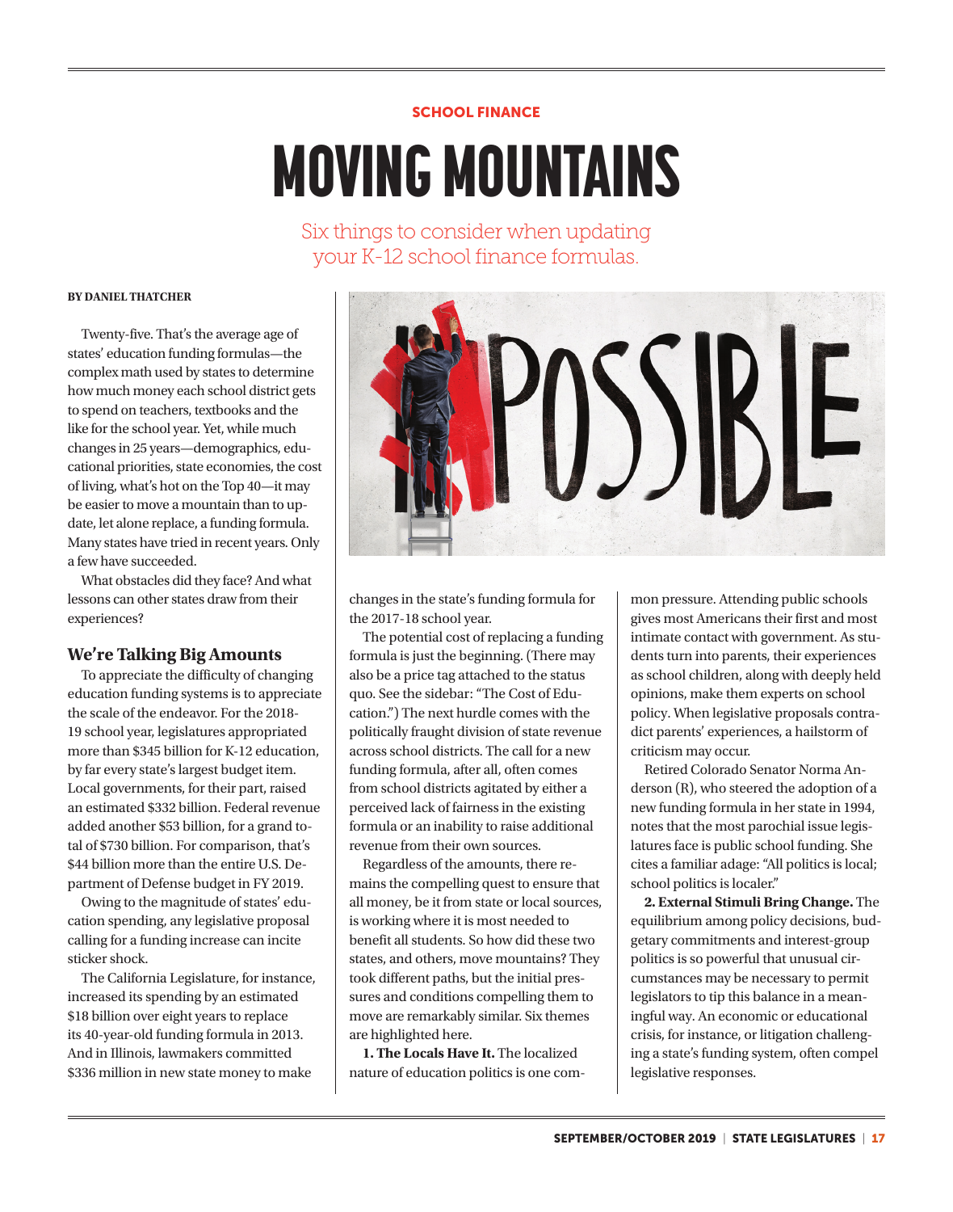SCHOOL FINANCE

# MOVING MOUNTAINS

Six things to consider when updating your K-12 school finance formulas.

**BY DANIEL THATCHER**

Twenty-five. That's the average age of states' education funding formulas—the complex math used by states to determine how much money each school district gets to spend on teachers, textbooks and the like for the school year. Yet, while much changes in 25 years—demographics, educational priorities, state economies, the cost of living, what's hot on the Top 40—it may be easier to move a mountain than to update, let alone replace, a funding formula. Many states have tried in recent years. Only a few have succeeded.

What obstacles did they face? And what lessons can other states draw from their experiences?

## We're Talking Big Amounts

To appreciate the difficulty of changing education funding systems is to appreciate the scale of the endeavor. For the 2018-19 school year, legislatures appropriated more than $345 billion for K-12 education, by far every state's largest budget item. Local governments, for their part, raised an estimated $332 billion. Federal revenue added another $53 billion, for a grand total of $730 billion. For comparison, that's $44 billion more than the entire U.S. Department of Defense budget in FY 2019.

Owing to the magnitude of states' education spending, any legislative proposal calling for a funding increase can incite sticker shock.

The California Legislature, for instance, increased its spending by an estimated $18 billion over eight years to replace its 40-year-old funding formula in 2013. And in Illinois, lawmakers committed $336 million in new state money to make changes in the state's funding formula for the 2017-18 school year.

The potential cost of replacing a funding formula is just the beginning. (There may also be a price tag attached to the status quo. See the sidebar: "The Cost of Education.") The next hurdle comes with the politically fraught division of state revenue across school districts. The call for a new funding formula, after all, often comes from school districts agitated by either a perceived lack of fairness in the existing formula or an inability to raise additional revenue from their own sources.

Regardless of the amounts, there remains the compelling quest to ensure that all money, be it from state or local sources, is working where it is most needed to benefit all students. So how did these two states, and others, move mountains? They took different paths, but the initial pressures and conditions compelling them to move are remarkably similar. Six themes are highlighted here.

**1. The Locals Have It.** The localized nature of education politics is one common pressure. Attending public schools gives most Americans their first and most intimate contact with government. As students turn into parents, their experiences as school children, along with deeply held opinions, make them experts on school policy. When legislative proposals contradict parents' experiences, a hailstorm of criticism may occur.

Retired Colorado Senator Norma Anderson (R), who steered the adoption of a new funding formula in her state in 1994, notes that the most parochial issue legislatures face is public school funding. She cites a familiar adage: "All politics is local; school politics is localer."

**2. External Stimuli Bring Change.** The equilibrium among policy decisions, budgetary commitments and interest-group politics is so powerful that unusual circumstances may be necessary to permit legislators to tip this balance in a meaningful way. An economic or educational crisis, for instance, or litigation challenging a state's funding system, often compel legislative responses.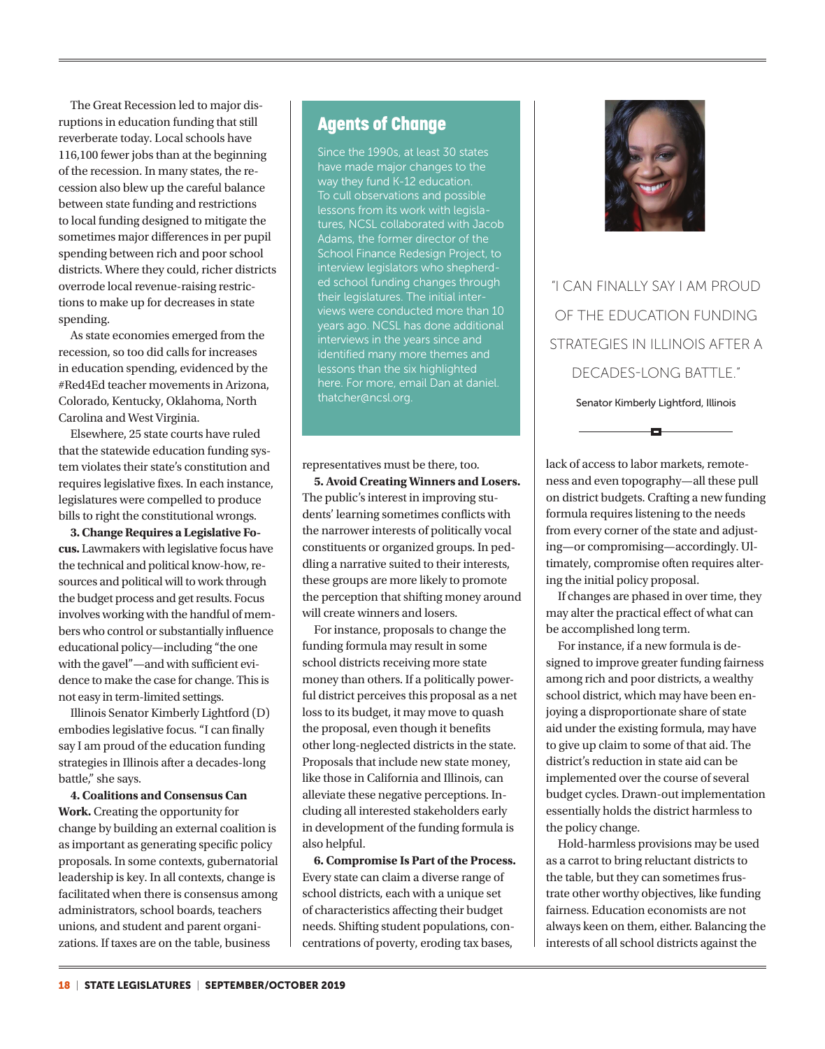The Great Recession led to major disruptions in education funding that still reverberate today. Local schools have 116,100 fewer jobs than at the beginning of the recession. In many states, the recession also blew up the careful balance between state funding and restrictions to local funding designed to mitigate the sometimes major differences in per pupil spending between rich and poor school districts. Where they could, richer districts overrode local revenue-raising restrictions to make up for decreases in state spending.

As state economies emerged from the recession, so too did calls for increases in education spending, evidenced by the #Red4Ed teacher movements in Arizona, Colorado, Kentucky, Oklahoma, North Carolina and West Virginia.

Elsewhere, 25 state courts have ruled that the statewide education funding system violates their state's constitution and requires legislative fixes. In each instance, legislatures were compelled to produce bills to right the constitutional wrongs.

**3. Change Requires a Legislative Focus.** Lawmakers with legislative focus have the technical and political know-how, resources and political will to work through the budget process and get results. Focus involves working with the handful of members who control or substantially influence educational policy—including "the one with the gavel"—and with sufficient evidence to make the case for change. This is not easy in term-limited settings.

Illinois Senator Kimberly Lightford (D) embodies legislative focus. "I can finally say I am proud of the education funding strategies in Illinois after a decades-long battle," she says.

**4. Coalitions and Consensus Can Work.** Creating the opportunity for change by building an external coalition is as important as generating specific policy proposals. In some contexts, gubernatorial leadership is key. In all contexts, change is facilitated when there is consensus among administrators, school boards, teachers unions, and student and parent organizations. If taxes are on the table, business representatives must be there, too.

**5. Avoid Creating Winners and Losers.** The public's interest in improving students' learning sometimes conflicts with the narrower interests of politically vocal constituents or organized groups. In peddling a narrative suited to their interests, these groups are more likely to promote the perception that shifting money around will create winners and losers.

For instance, proposals to change the funding formula may result in some school districts receiving more state money than others. If a politically powerful district perceives this proposal as a net loss to its budget, it may move to quash the proposal, even though it benefits other long-neglected districts in the state. Proposals that include new state money, like those in California and Illinois, can alleviate these negative perceptions. Including all interested stakeholders early in development of the funding formula is also helpful.

**6. Compromise Is Part of the Process.** Every state can claim a diverse range of school districts, each with a unique set of characteristics affecting their budget needs. Shifting student populations, concentrations of poverty, eroding tax bases, lack of access to labor markets, remoteness and even topography—all these pull on district budgets. Crafting a new funding formula requires listening to the needs from every corner of the state and adjusting—or compromising—accordingly. Ultimately, compromise often requires altering the initial policy proposal.

If changes are phased in over time, they may alter the practical effect of what can be accomplished long term.

For instance, if a new formula is designed to improve greater funding fairness among rich and poor districts, a wealthy school district, which may have been enjoying a disproportionate share of state aid under the existing formula, may have to give up claim to some of that aid. The district's reduction in state aid can be implemented over the course of several budget cycles. Drawn-out implementation essentially holds the district harmless to the policy change.

Hold-harmless provisions may be used as a carrot to bring reluctant districts to the table, but they can sometimes frustrate other worthy objectives, like funding fairness. Education economists are not always keen on them, either. Balancing the interests of all school districts against the

## Agents of Change

Since the 1990s, at least 30 states have made major changes to the way they fund K-12 education. To cull observations and possible lessons from its work with legislatures, NCSL collaborated with Jacob Adams, the former director of the School Finance Redesign Project, to interview legislators who shepherded school funding changes through their legislatures. The initial interviews were conducted more than 10 years ago. NCSL has done additional interviews in the years since and identified many more themes and lessons than the six highlighted here. For more, email Dan at daniel.thatcher@ncsl.org.

"I CAN FINALLY SAY I AM PROUD OF THE EDUCATION FUNDING STRATEGIES IN ILLINOIS AFTER A DECADES-LONG BATTLE."

Senator Kimberly Lightford, Illinois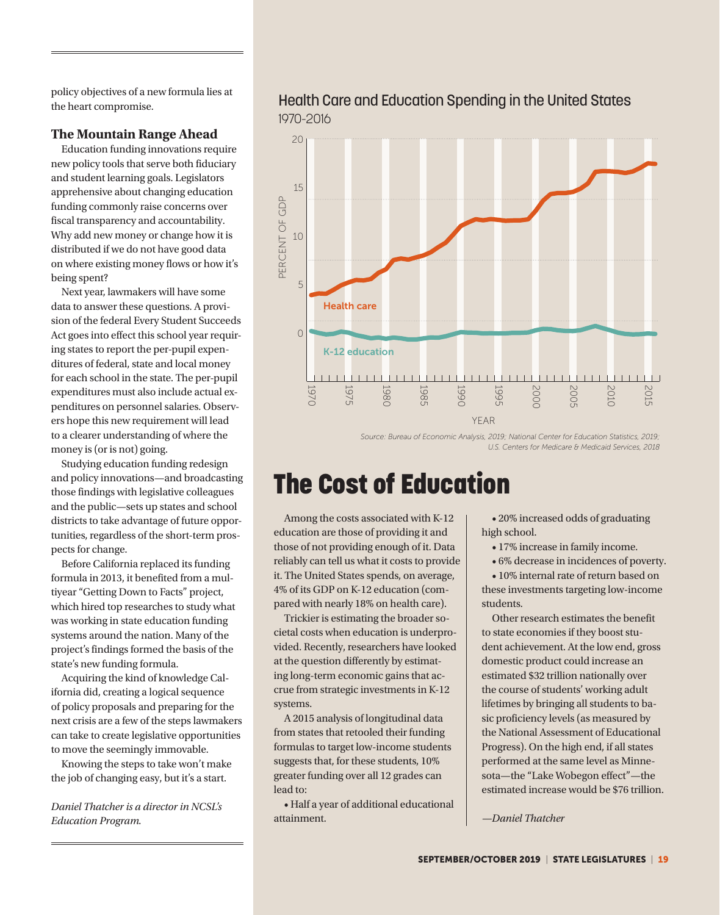policy objectives of a new formula lies at the heart compromise.

### The Mountain Range Ahead

Education funding innovations require new policy tools that serve both fiduciary and student learning goals. Legislators apprehensive about changing education funding commonly raise concerns over fiscal transparency and accountability. Why add new money or change how it is distributed if we do not have good data on where existing money flows or how it's being spent?

Next year, lawmakers will have some data to answer these questions. A provision of the federal Every Student Succeeds Act goes into effect this school year requiring states to report the per-pupil expenditures of federal, state and local money for each school in the state. The per-pupil expenditures must also include actual expenditures on personnel salaries. Observers hope this new requirement will lead to a clearer understanding of where the money is (or is not) going.

Studying education funding redesign and policy innovations—and broadcasting those findings with legislative colleagues and the public—sets up states and school districts to take advantage of future opportunities, regardless of the short-term prospects for change.

Before California replaced its funding formula in 2013, it benefited from a multiyear "Getting Down to Facts" project, which hired top researches to study what was working in state education funding systems around the nation. Many of the project's findings formed the basis of the state's new funding formula.

Acquiring the kind of knowledge California did, creating a logical sequence of policy proposals and preparing for the next crisis are a few of the steps lawmakers can take to create legislative opportunities to move the seemingly immovable.

Knowing the steps to take won't make the job of changing easy, but it's a start.

*Daniel Thatcher is a director in NCSL's Education Program.*

## Health Care and Education Spending in the United States

1970-2016

PERCENT OF GDP

20
15
10
5
0

Health care

K-12 education

1970 1975 1980 1985 1990 1995 2000 2005 2010 2015

YEAR

*Source: Bureau of Economic Analysis, 2019; National Center for Education Statistics, 2019; U.S. Centers for Medicare & Medicaid Services, 2018*

# The Cost of Education

Among the costs associated with K-12 education are those of providing it and those of not providing enough of it. Data reliably can tell us what it costs to provide it. The United States spends, on average, 4% of its GDP on K-12 education (compared with nearly 18% on health care).

Trickier is estimating the broader societal costs when education is underprovided. Recently, researchers have looked at the question differently by estimating long-term economic gains that accrue from strategic investments in K-12 systems.

A 2015 analysis of longitudinal data from states that retooled their funding formulas to target low-income students suggests that, for these students, 10% greater funding over all 12 grades can lead to:

- Half a year of additional educational attainment.
- 20% increased odds of graduating high school.
- 17% increase in family income.
- 6% decrease in incidences of poverty.
- 10% internal rate of return based on these investments targeting low-income students.

Other research estimates the benefit to state economies if they boost student achievement. At the low end, gross domestic product could increase an estimated $32 trillion nationally over the course of students' working adult lifetimes by bringing all students to basic proficiency levels (as measured by the National Assessment of Educational Progress). On the high end, if all states performed at the same level as Minnesota—the "Lake Wobegon effect"—the estimated increase would be $76 trillion.

*—Daniel Thatcher*